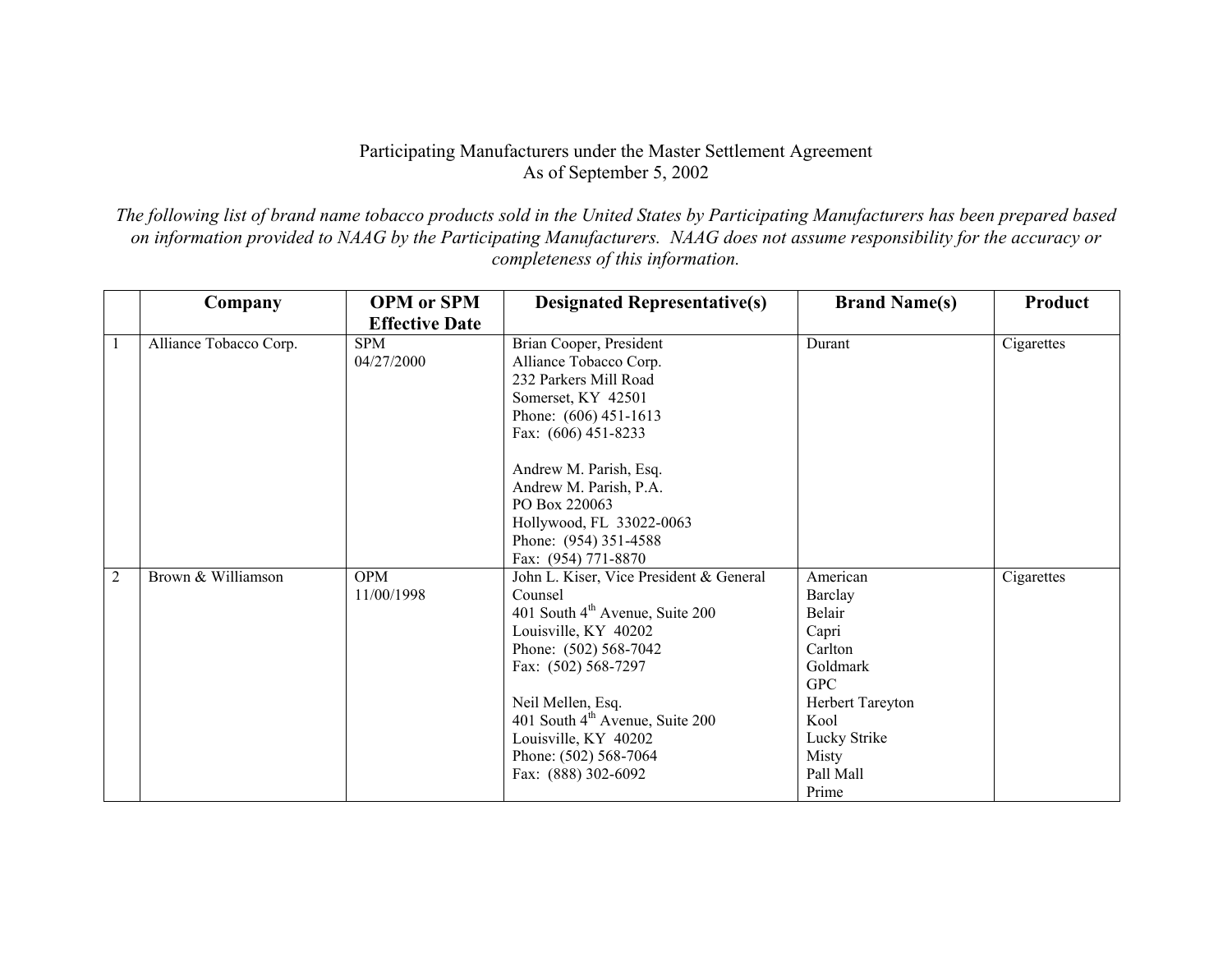Participating Manufacturers under the Master Settlement Agreement
As of September 5, 2002

*The following list of brand name tobacco products sold in the United States by Participating Manufacturers has been prepared based on information provided to NAAG by the Participating Manufacturers. NAAG does not assume responsibility for the accuracy or completeness of this information.*

| | Company | OPM or SPM Effective Date | Designated Representative(s) | Brand Name(s) | Product |
|---|---|---|---|---|---|
| 1 | Alliance Tobacco Corp. | SPM<br>04/27/2000 | Brian Cooper, President<br>Alliance Tobacco Corp.<br>232 Parkers Mill Road<br>Somerset, KY 42501<br>Phone: (606) 451-1613<br>Fax: (606) 451-8233<br><br>Andrew M. Parish, Esq.<br>Andrew M. Parish, P.A.<br>PO Box 220063<br>Hollywood, FL 33022-0063<br>Phone: (954) 351-4588<br>Fax: (954) 771-8870 | Durant | Cigarettes |
| 2 | Brown & Williamson | OPM<br>11/00/1998 | John L. Kiser, Vice President & General Counsel<br>401 South 4th Avenue, Suite 200<br>Louisville, KY 40202<br>Phone: (502) 568-7042<br>Fax: (502) 568-7297<br><br>Neil Mellen, Esq.<br>401 South 4th Avenue, Suite 200<br>Louisville, KY 40202<br>Phone: (502) 568-7064<br>Fax: (888) 302-6092 | American<br>Barclay<br>Belair<br>Capri<br>Carlton<br>Goldmark<br>GPC<br>Herbert Tareyton<br>Kool<br>Lucky Strike<br>Misty<br>Pall Mall<br>Prime | Cigarettes |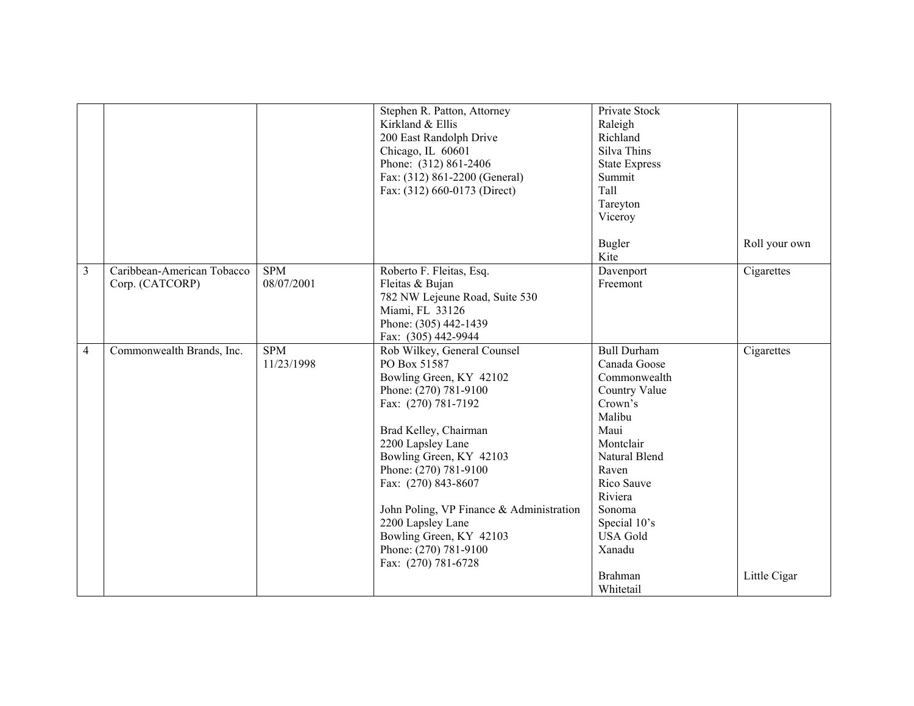|  |  |  |  |  |  |
|---|---|---|---|---|---|
|  |  |  | Stephen R. Patton, Attorney<br>Kirkland & Ellis<br>200 East Randolph Drive<br>Chicago, IL 60601<br>Phone: (312) 861-2406<br>Fax: (312) 861-2200 (General)<br>Fax: (312) 660-0173 (Direct) | Private Stock<br>Raleigh<br>Richland<br>Silva Thins<br>State Express<br>Summit<br>Tall<br>Tareyton<br>Viceroy<br><br>Bugler<br>Kite | <br><br><br><br><br><br><br><br><br><br>Roll your own |
| 3 | Caribbean-American Tobacco Corp. (CATCORP) | SPM<br>08/07/2001 | Roberto F. Fleitas, Esq.<br>Fleitas & Bujan<br>782 NW Lejeune Road, Suite 530<br>Miami, FL 33126<br>Phone: (305) 442-1439<br>Fax: (305) 442-9944 | Davenport<br>Freemont | Cigarettes |
| 4 | Commonwealth Brands, Inc. | SPM<br>11/23/1998 | Rob Wilkey, General Counsel<br>PO Box 51587<br>Bowling Green, KY 42102<br>Phone: (270) 781-9100<br>Fax: (270) 781-7192<br><br>Brad Kelley, Chairman<br>2200 Lapsley Lane<br>Bowling Green, KY 42103<br>Phone: (270) 781-9100<br>Fax: (270) 843-8607<br><br>John Poling, VP Finance & Administration<br>2200 Lapsley Lane<br>Bowling Green, KY 42103<br>Phone: (270) 781-9100<br>Fax: (270) 781-6728 | Bull Durham<br>Canada Goose<br>Commonwealth<br>Country Value<br>Crown's<br>Malibu<br>Maui<br>Montclair<br>Natural Blend<br>Raven<br>Rico Sauve<br>Riviera<br>Sonoma<br>Special 10's<br>USA Gold<br>Xanadu<br><br>Brahman<br>Whitetail | Cigarettes<br><br><br><br><br><br><br><br><br><br><br><br><br><br><br><br><br>Little Cigar |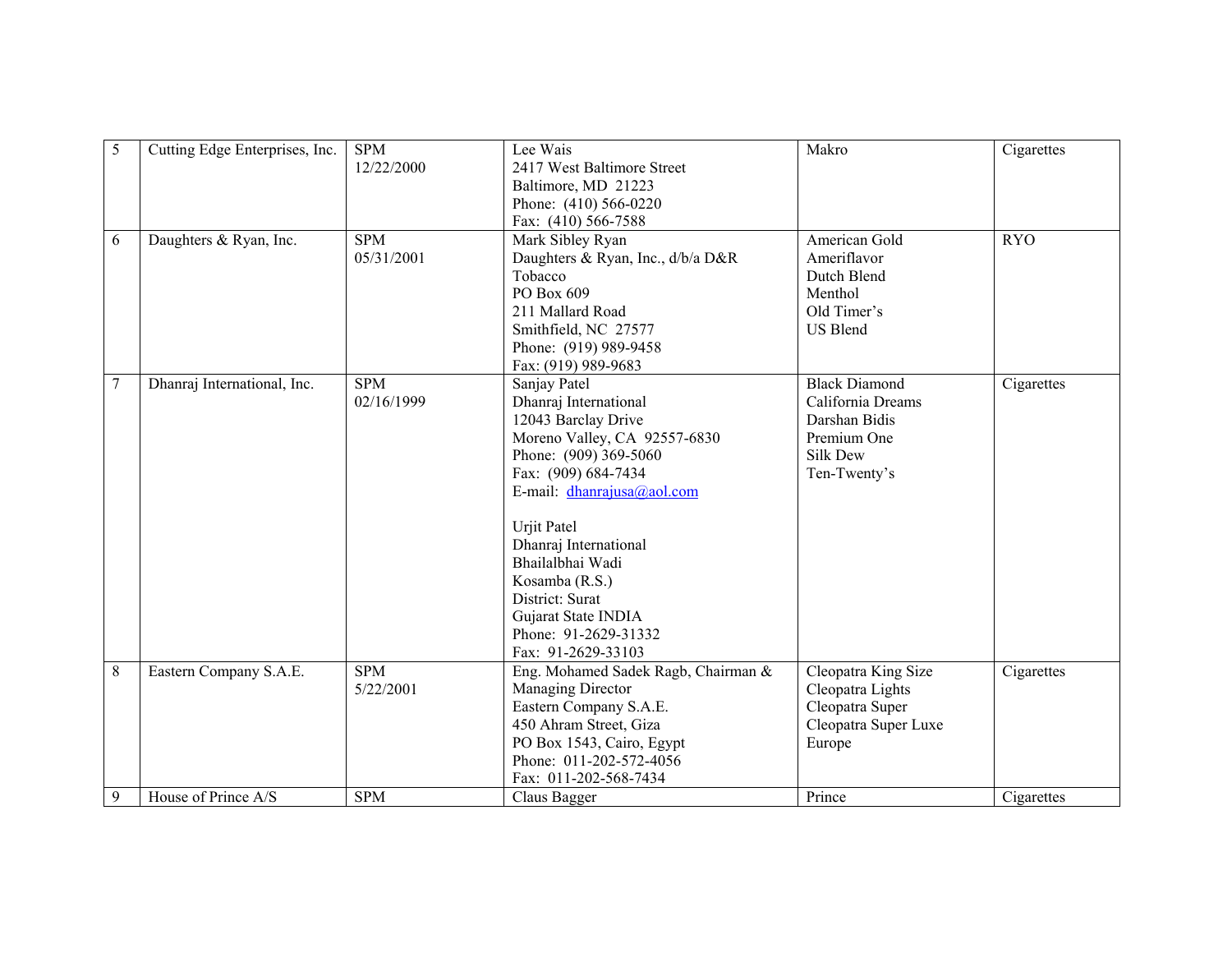| 5 | Cutting Edge Enterprises, Inc. | SPM<br>12/22/2000 | Lee Wais<br>2417 West Baltimore Street<br>Baltimore, MD 21223<br>Phone: (410) 566-0220<br>Fax: (410) 566-7588 | Makro | Cigarettes |
|---|---|---|---|---|---|
| 6 | Daughters & Ryan, Inc. | SPM<br>05/31/2001 | Mark Sibley Ryan<br>Daughters & Ryan, Inc., d/b/a D&R Tobacco<br>PO Box 609<br>211 Mallard Road<br>Smithfield, NC 27577<br>Phone: (919) 989-9458<br>Fax: (919) 989-9683 | American Gold<br>Ameriflavor<br>Dutch Blend<br>Menthol<br>Old Timer's<br>US Blend | RYO |
| 7 | Dhanraj International, Inc. | SPM<br>02/16/1999 | Sanjay Patel<br>Dhanraj International<br>12043 Barclay Drive<br>Moreno Valley, CA 92557-6830<br>Phone: (909) 369-5060<br>Fax: (909) 684-7434<br>E-mail: dhanrajusa@aol.com<br><br>Urjit Patel<br>Dhanraj International<br>Bhailalbhai Wadi<br>Kosamba (R.S.)<br>District: Surat<br>Gujarat State INDIA<br>Phone: 91-2629-31332<br>Fax: 91-2629-33103 | Black Diamond<br>California Dreams<br>Darshan Bidis<br>Premium One<br>Silk Dew<br>Ten-Twenty's | Cigarettes |
| 8 | Eastern Company S.A.E. | SPM<br>5/22/2001 | Eng. Mohamed Sadek Ragb, Chairman & Managing Director<br>Eastern Company S.A.E.<br>450 Ahram Street, Giza<br>PO Box 1543, Cairo, Egypt<br>Phone: 011-202-572-4056<br>Fax: 011-202-568-7434 | Cleopatra King Size<br>Cleopatra Lights<br>Cleopatra Super<br>Cleopatra Super Luxe<br>Europe | Cigarettes |
| 9 | House of Prince A/S | SPM | Claus Bagger | Prince | Cigarettes |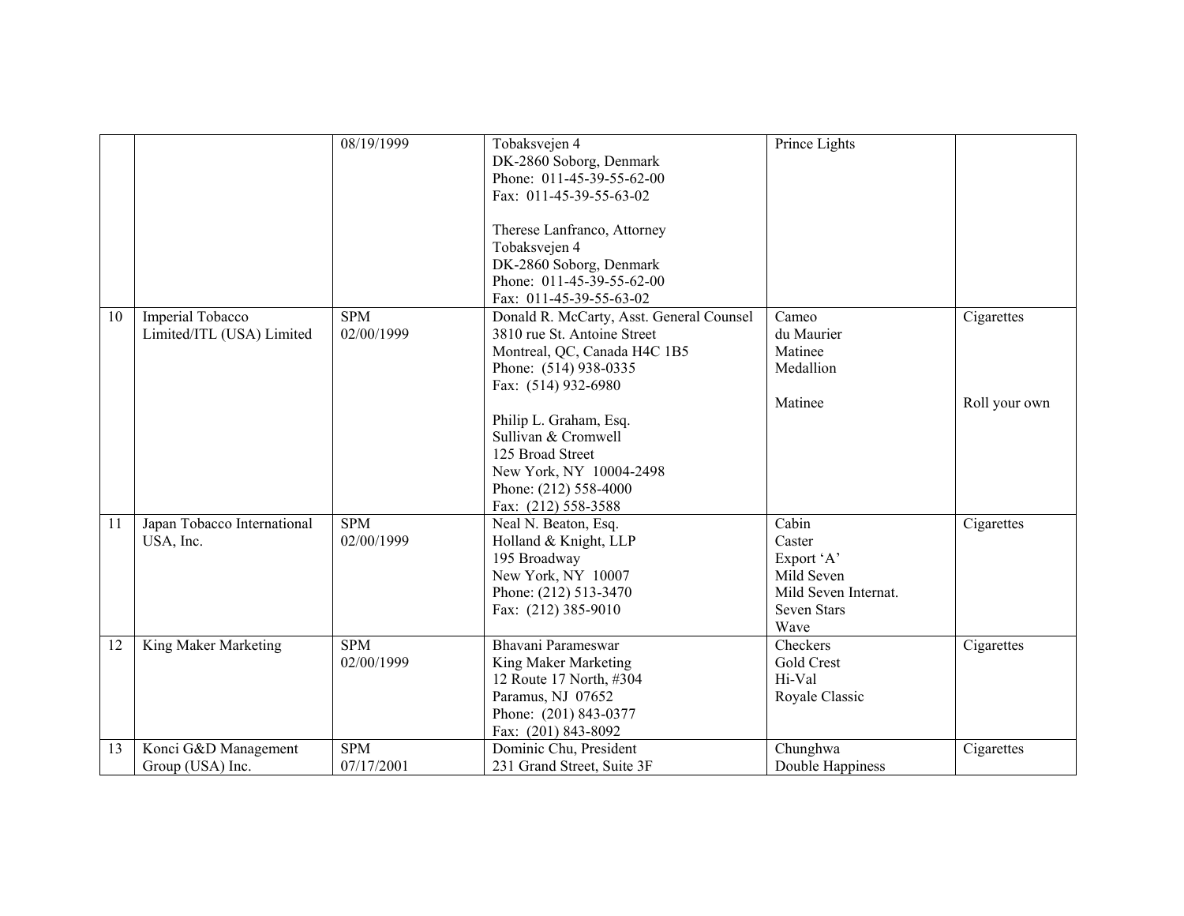| | | | | | |
|---|---|---|---|---|---|
| | | 08/19/1999 | Tobaksvejen 4<br>DK-2860 Soborg, Denmark<br>Phone: 011-45-39-55-62-00<br>Fax: 011-45-39-55-63-02<br><br>Therese Lanfranco, Attorney<br>Tobaksvejen 4<br>DK-2860 Soborg, Denmark<br>Phone: 011-45-39-55-62-00<br>Fax: 011-45-39-55-63-02 | Prince Lights | |
| 10 | Imperial Tobacco Limited/ITL (USA) Limited | SPM<br>02/00/1999 | Donald R. McCarty, Asst. General Counsel<br>3810 rue St. Antoine Street<br>Montreal, QC, Canada H4C 1B5<br>Phone: (514) 938-0335<br>Fax: (514) 932-6980<br><br>Philip L. Graham, Esq.<br>Sullivan & Cromwell<br>125 Broad Street<br>New York, NY 10004-2498<br>Phone: (212) 558-4000<br>Fax: (212) 558-3588 | Cameo<br>du Maurier<br>Matinee<br>Medallion<br><br>Matinee | Cigarettes<br><br><br><br><br>Roll your own |
| 11 | Japan Tobacco International USA, Inc. | SPM<br>02/00/1999 | Neal N. Beaton, Esq.<br>Holland & Knight, LLP<br>195 Broadway<br>New York, NY 10007<br>Phone: (212) 513-3470<br>Fax: (212) 385-9010 | Cabin<br>Caster<br>Export 'A'<br>Mild Seven<br>Mild Seven Internat.<br>Seven Stars<br>Wave | Cigarettes |
| 12 | King Maker Marketing | SPM<br>02/00/1999 | Bhavani Parameswar<br>King Maker Marketing<br>12 Route 17 North, #304<br>Paramus, NJ 07652<br>Phone: (201) 843-0377<br>Fax: (201) 843-8092 | Checkers<br>Gold Crest<br>Hi-Val<br>Royale Classic | Cigarettes |
| 13 | Konci G&D Management Group (USA) Inc. | SPM<br>07/17/2001 | Dominic Chu, President<br>231 Grand Street, Suite 3F | Chunghwa<br>Double Happiness | Cigarettes |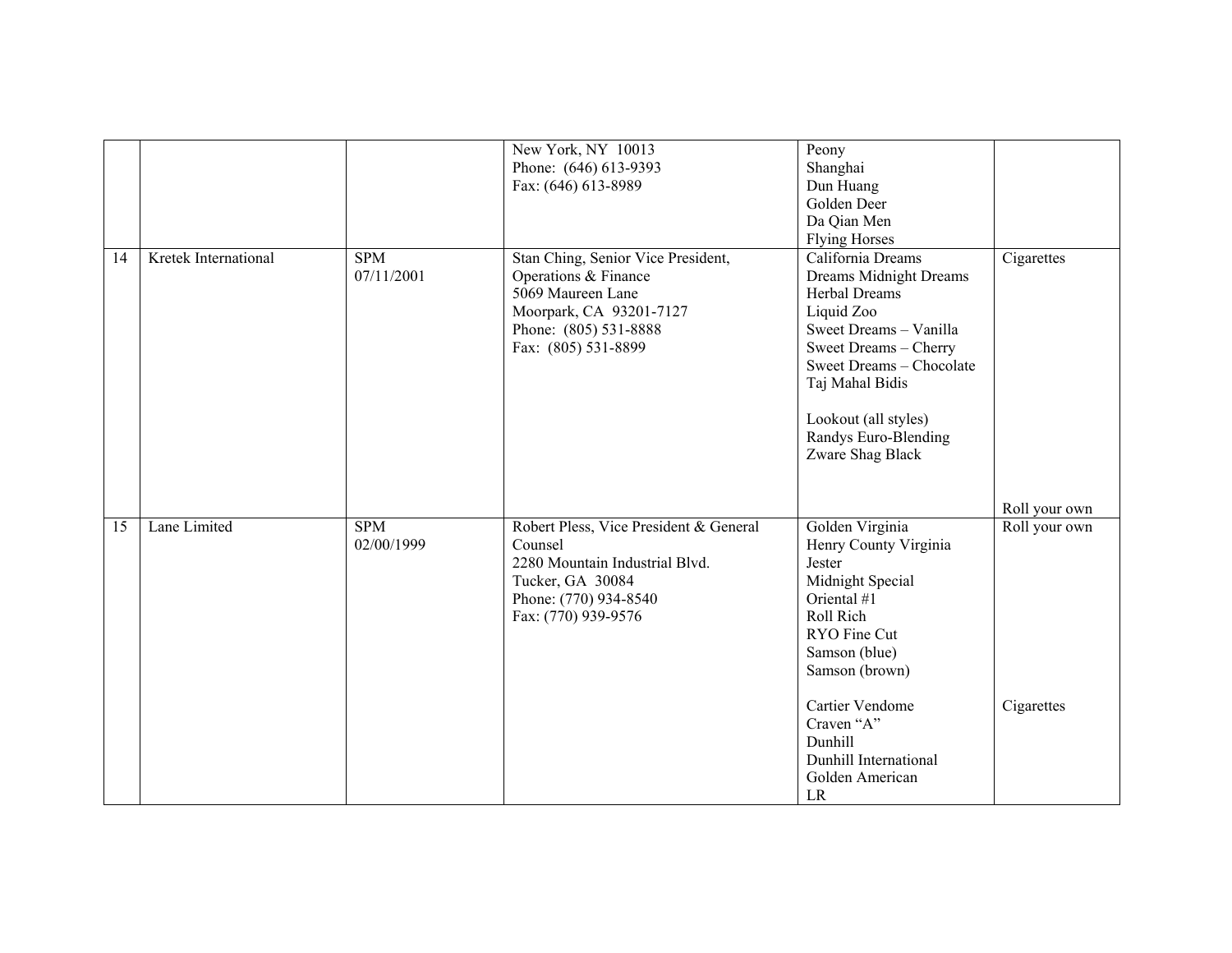|  |  |  |  |  |  |
|---|---|---|---|---|---|
|  |  |  | New York, NY 10013<br>Phone: (646) 613-9393<br>Fax: (646) 613-8989 | Peony<br>Shanghai<br>Dun Huang<br>Golden Deer<br>Da Qian Men<br>Flying Horses |  |
| 14 | Kretek International | SPM<br>07/11/2001 | Stan Ching, Senior Vice President, Operations & Finance<br>5069 Maureen Lane<br>Moorpark, CA 93201-7127<br>Phone: (805) 531-8888<br>Fax: (805) 531-8899 | California Dreams<br>Dreams Midnight Dreams<br>Herbal Dreams<br>Liquid Zoo<br>Sweet Dreams – Vanilla<br>Sweet Dreams – Cherry<br>Sweet Dreams – Chocolate<br>Taj Mahal Bidis<br><br>Lookout (all styles)<br>Randys Euro-Blending<br>Zware Shag Black | Cigarettes<br><br><br><br><br><br><br><br><br><br><br><br>Roll your own |
| 15 | Lane Limited | SPM<br>02/00/1999 | Robert Pless, Vice President & General Counsel<br>2280 Mountain Industrial Blvd.<br>Tucker, GA 30084<br>Phone: (770) 934-8540<br>Fax: (770) 939-9576 | Golden Virginia<br>Henry County Virginia<br>Jester<br>Midnight Special<br>Oriental #1<br>Roll Rich<br>RYO Fine Cut<br>Samson (blue)<br>Samson (brown)<br><br>Cartier Vendome<br>Craven "A"<br>Dunhill<br>Dunhill International<br>Golden American<br>LR | Roll your own<br><br><br><br><br><br><br><br><br><br>Cigarettes |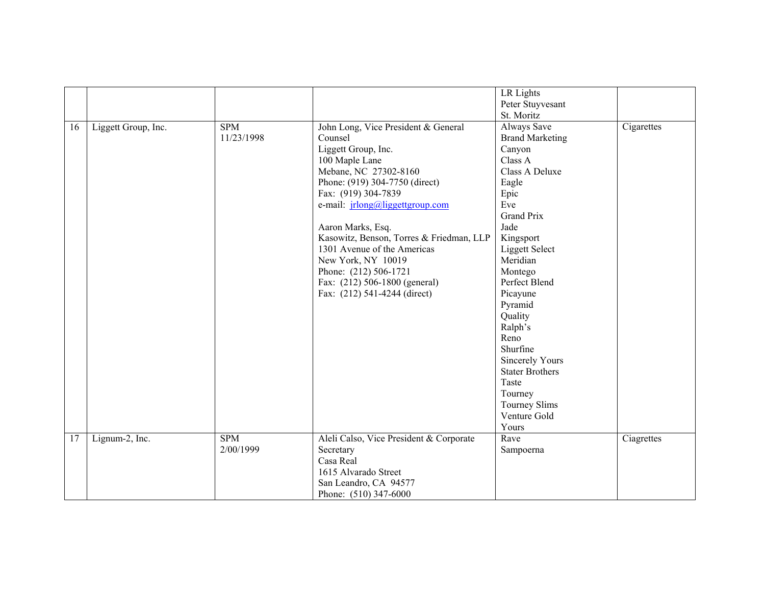| | | | | | |
|---|---|---|---|---|---|
| | | | | LR Lights<br>Peter Stuyvesant<br>St. Moritz | |
| 16 | Liggett Group, Inc. | SPM<br>11/23/1998 | John Long, Vice President & General Counsel<br>Liggett Group, Inc.<br>100 Maple Lane<br>Mebane, NC 27302-8160<br>Phone: (919) 304-7750 (direct)<br>Fax: (919) 304-7839<br>e-mail: jrlong@liggettgroup.com<br><br>Aaron Marks, Esq.<br>Kasowitz, Benson, Torres & Friedman, LLP<br>1301 Avenue of the Americas<br>New York, NY 10019<br>Phone: (212) 506-1721<br>Fax: (212) 506-1800 (general)<br>Fax: (212) 541-4244 (direct) | Always Save<br>Brand Marketing<br>Canyon<br>Class A<br>Class A Deluxe<br>Eagle<br>Epic<br>Eve<br>Grand Prix<br>Jade<br>Kingsport<br>Liggett Select<br>Meridian<br>Montego<br>Perfect Blend<br>Picayune<br>Pyramid<br>Quality<br>Ralph's<br>Reno<br>Shurfine<br>Sincerely Yours<br>Stater Brothers<br>Taste<br>Tourney<br>Tourney Slims<br>Venture Gold<br>Yours | Cigarettes |
| 17 | Lignum-2, Inc. | SPM<br>2/00/1999 | Aleli Calso, Vice President & Corporate Secretary<br>Casa Real<br>1615 Alvarado Street<br>San Leandro, CA 94577<br>Phone: (510) 347-6000 | Rave<br>Sampoerna | Ciagrettes |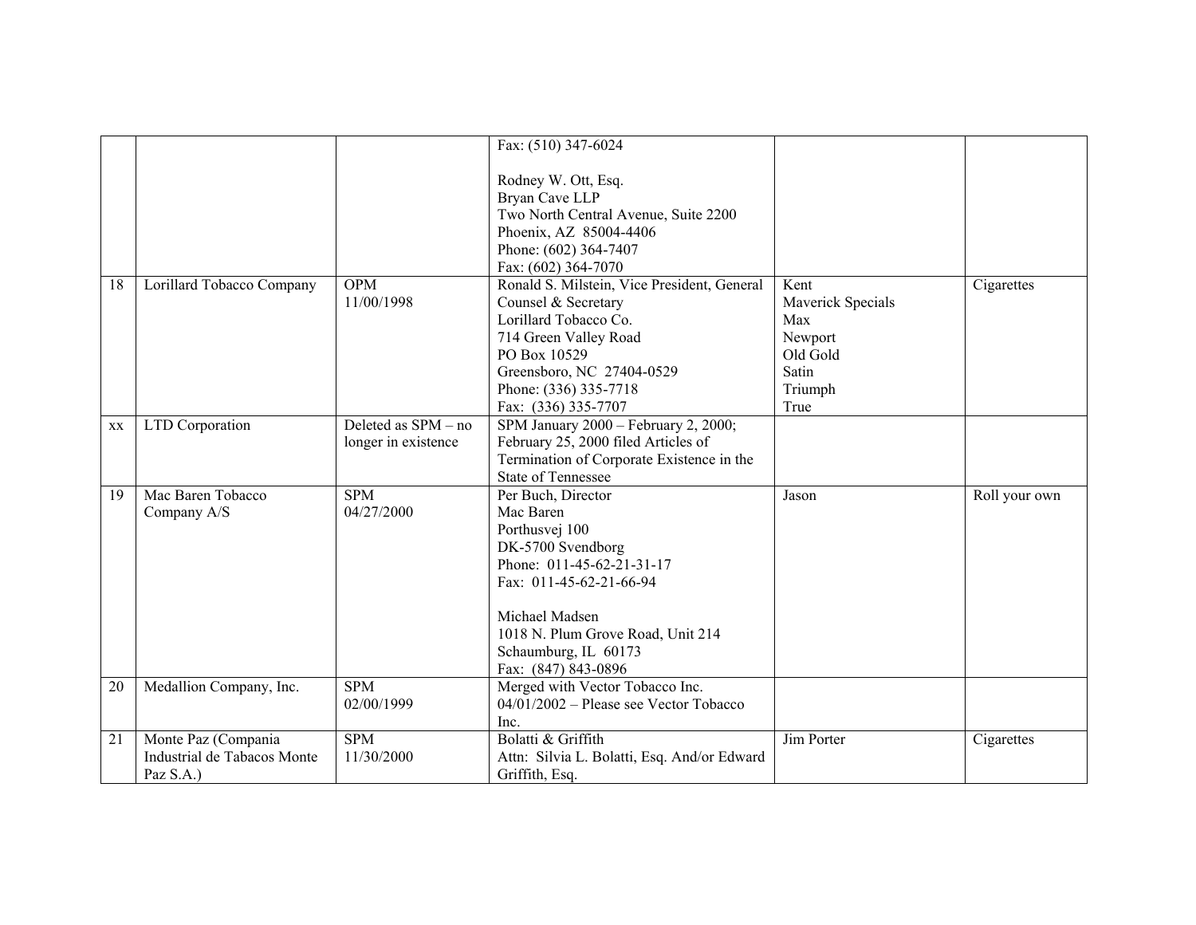| | | | | | |
|---|---|---|---|---|---|
| | | | Fax: (510) 347-6024<br><br>Rodney W. Ott, Esq.<br>Bryan Cave LLP<br>Two North Central Avenue, Suite 2200<br>Phoenix, AZ 85004-4406<br>Phone: (602) 364-7407<br>Fax: (602) 364-7070 | | |
| 18 | Lorillard Tobacco Company | OPM<br>11/00/1998 | Ronald S. Milstein, Vice President, General Counsel & Secretary<br>Lorillard Tobacco Co.<br>714 Green Valley Road<br>PO Box 10529<br>Greensboro, NC 27404-0529<br>Phone: (336) 335-7718<br>Fax: (336) 335-7707 | Kent<br>Maverick Specials<br>Max<br>Newport<br>Old Gold<br>Satin<br>Triumph<br>True | Cigarettes |
| xx | LTD Corporation | Deleted as SPM – no longer in existence | SPM January 2000 – February 2, 2000; February 25, 2000 filed Articles of Termination of Corporate Existence in the State of Tennessee | | |
| 19 | Mac Baren Tobacco Company A/S | SPM<br>04/27/2000 | Per Buch, Director<br>Mac Baren<br>Porthusvej 100<br>DK-5700 Svendborg<br>Phone: 011-45-62-21-31-17<br>Fax: 011-45-62-21-66-94<br><br>Michael Madsen<br>1018 N. Plum Grove Road, Unit 214<br>Schaumburg, IL 60173<br>Fax: (847) 843-0896 | Jason | Roll your own |
| 20 | Medallion Company, Inc. | SPM<br>02/00/1999 | Merged with Vector Tobacco Inc. 04/01/2002 – Please see Vector Tobacco Inc. | | |
| 21 | Monte Paz (Compania Industrial de Tabacos Monte Paz S.A.) | SPM<br>11/30/2000 | Bolatti & Griffith<br>Attn: Silvia L. Bolatti, Esq. And/or Edward Griffith, Esq. | Jim Porter | Cigarettes |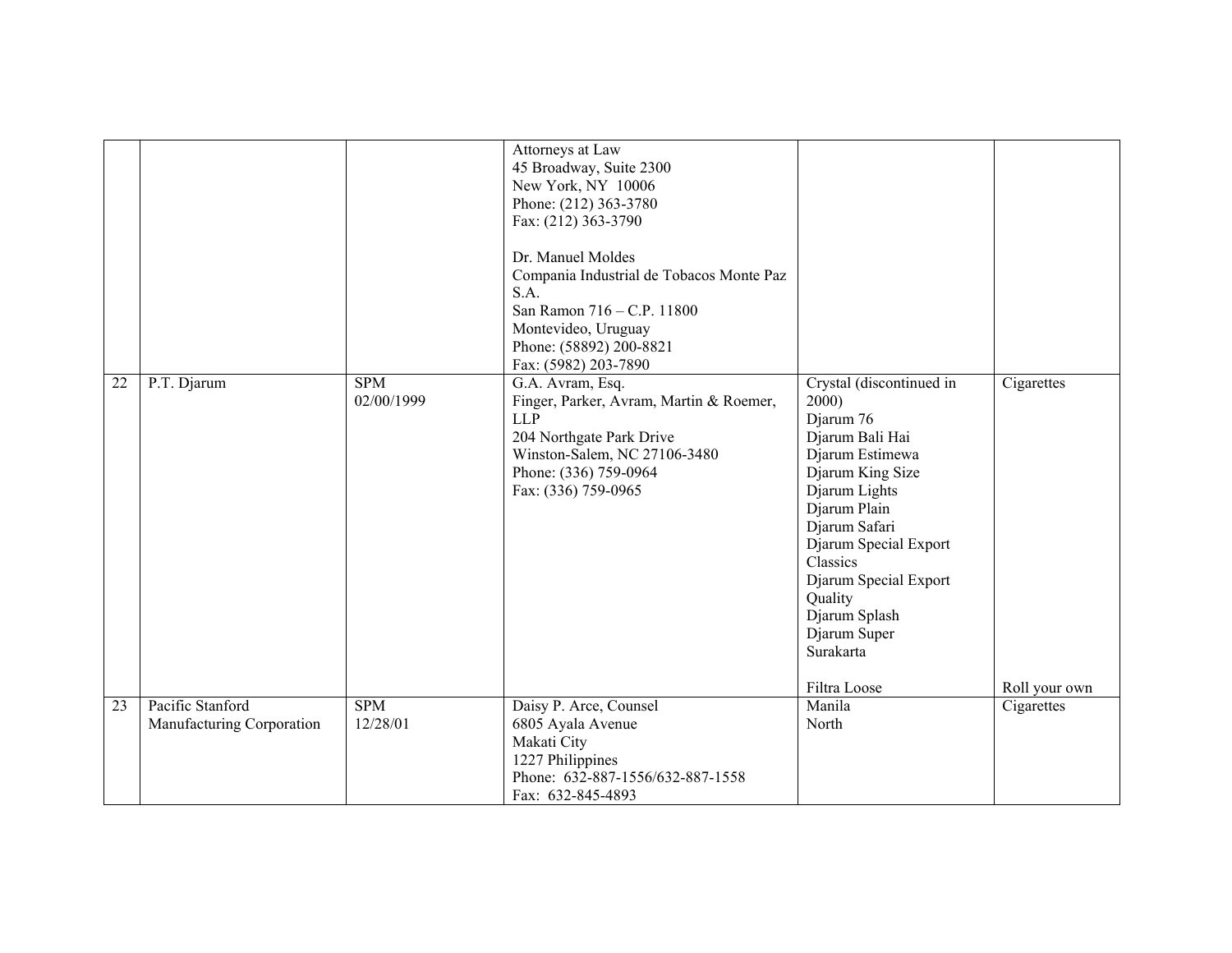| | | | | | |
|---|---|---|---|---|---|
| | | | Attorneys at Law<br>45 Broadway, Suite 2300<br>New York, NY 10006<br>Phone: (212) 363-3780<br>Fax: (212) 363-3790<br><br>Dr. Manuel Moldes<br>Compania Industrial de Tobacos Monte Paz S.A.<br>San Ramon 716 – C.P. 11800<br>Montevideo, Uruguay<br>Phone: (58892) 200-8821<br>Fax: (5982) 203-7890 | | |
| 22 | P.T. Djarum | SPM<br>02/00/1999 | G.A. Avram, Esq.<br>Finger, Parker, Avram, Martin & Roemer, LLP<br>204 Northgate Park Drive<br>Winston-Salem, NC 27106-3480<br>Phone: (336) 759-0964<br>Fax: (336) 759-0965 | Crystal (discontinued in 2000)<br>Djarum 76<br>Djarum Bali Hai<br>Djarum Estimewa<br>Djarum King Size<br>Djarum Lights<br>Djarum Plain<br>Djarum Safari<br>Djarum Special Export Classics<br>Djarum Special Export Quality<br>Djarum Splash<br>Djarum Super<br>Surakarta<br><br>Filtra Loose | Cigarettes<br><br><br><br><br><br><br><br><br><br><br><br><br><br><br><br><br>Roll your own |
| 23 | Pacific Stanford Manufacturing Corporation | SPM<br>12/28/01 | Daisy P. Arce, Counsel<br>6805 Ayala Avenue<br>Makati City<br>1227 Philippines<br>Phone: 632-887-1556/632-887-1558<br>Fax: 632-845-4893 | Manila<br>North | Cigarettes |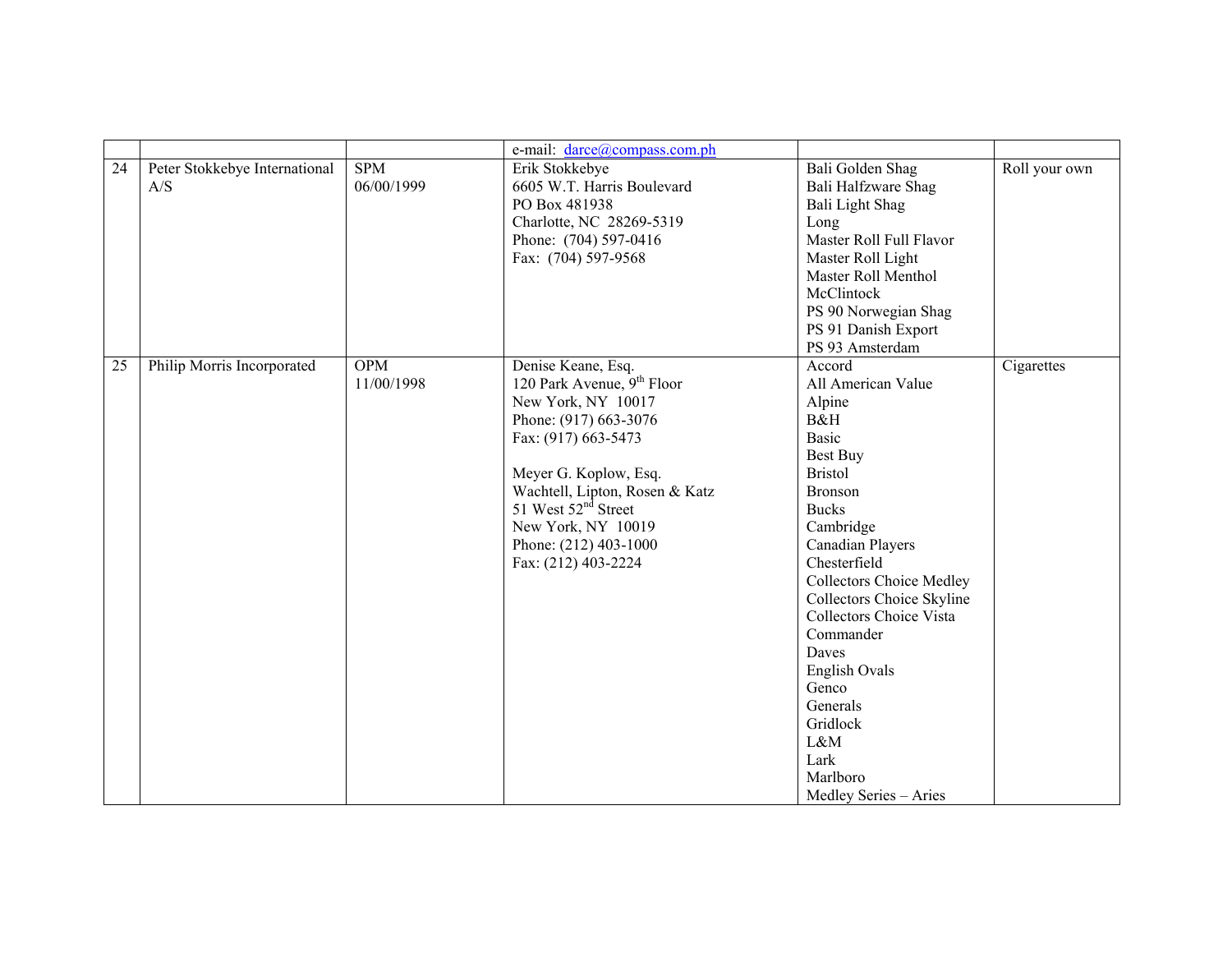| | | | | | |
|---|---|---|---|---|---|
| | | | e-mail: darce@compass.com.ph | | |
| 24 | Peter Stokkebye International A/S | SPM<br>06/00/1999 | Erik Stokkebye<br>6605 W.T. Harris Boulevard<br>PO Box 481938<br>Charlotte, NC 28269-5319<br>Phone: (704) 597-0416<br>Fax: (704) 597-9568 | Bali Golden Shag<br>Bali Halfzware Shag<br>Bali Light Shag<br>Long<br>Master Roll Full Flavor<br>Master Roll Light<br>Master Roll Menthol<br>McClintock<br>PS 90 Norwegian Shag<br>PS 91 Danish Export<br>PS 93 Amsterdam | Roll your own |
| 25 | Philip Morris Incorporated | OPM<br>11/00/1998 | Denise Keane, Esq.<br>120 Park Avenue, 9th Floor<br>New York, NY 10017<br>Phone: (917) 663-3076<br>Fax: (917) 663-5473<br><br>Meyer G. Koplow, Esq.<br>Wachtell, Lipton, Rosen & Katz<br>51 West 52nd Street<br>New York, NY 10019<br>Phone: (212) 403-1000<br>Fax: (212) 403-2224 | Accord<br>All American Value<br>Alpine<br>B&H<br>Basic<br>Best Buy<br>Bristol<br>Bronson<br>Bucks<br>Cambridge<br>Canadian Players<br>Chesterfield<br>Collectors Choice Medley<br>Collectors Choice Skyline<br>Collectors Choice Vista<br>Commander<br>Daves<br>English Ovals<br>Genco<br>Generals<br>Gridlock<br>L&M<br>Lark<br>Marlboro<br>Medley Series – Aries | Cigarettes |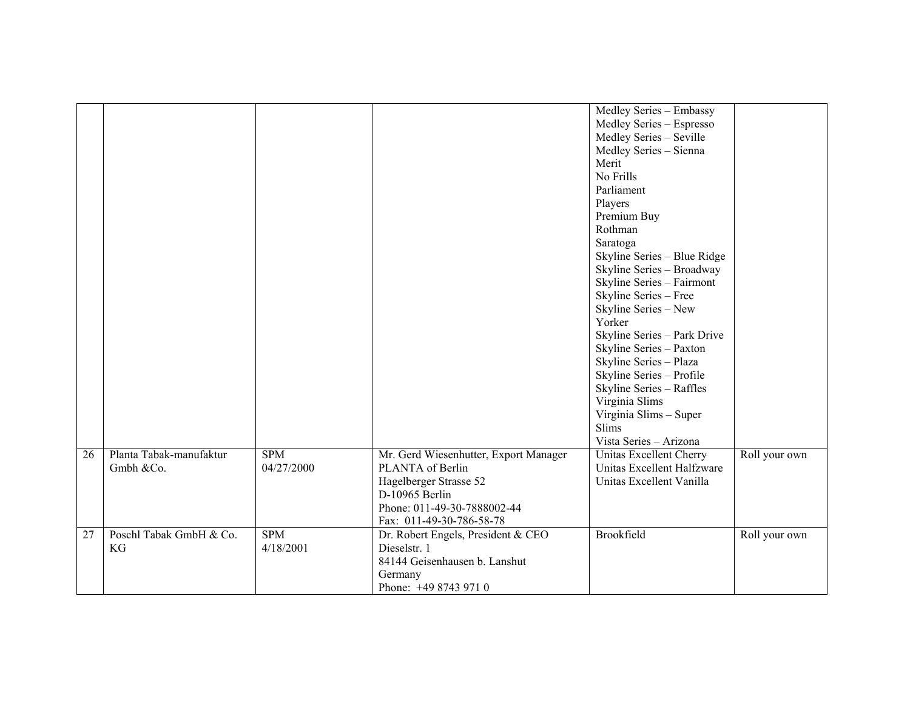| | | | | | |
|---|---|---|---|---|---|
| | | | | Medley Series – Embassy<br>Medley Series – Espresso<br>Medley Series – Seville<br>Medley Series – Sienna<br>Merit<br>No Frills<br>Parliament<br>Players<br>Premium Buy<br>Rothman<br>Saratoga<br>Skyline Series – Blue Ridge<br>Skyline Series – Broadway<br>Skyline Series – Fairmont<br>Skyline Series – Free<br>Skyline Series – New Yorker<br>Skyline Series – Park Drive<br>Skyline Series – Paxton<br>Skyline Series – Plaza<br>Skyline Series – Profile<br>Skyline Series – Raffles<br>Virginia Slims<br>Virginia Slims – Super Slims<br>Vista Series – Arizona | |
| 26 | Planta Tabak-manufaktur Gmbh &Co. | SPM<br>04/27/2000 | Mr. Gerd Wiesenhutter, Export Manager<br>PLANTA of Berlin<br>Hagelberger Strasse 52<br>D-10965 Berlin<br>Phone: 011-49-30-7888002-44<br>Fax: 011-49-30-786-58-78 | Unitas Excellent Cherry<br>Unitas Excellent Halfzware<br>Unitas Excellent Vanilla | Roll your own |
| 27 | Poschl Tabak GmbH & Co. KG | SPM<br>4/18/2001 | Dr. Robert Engels, President & CEO<br>Dieselstr. 1<br>84144 Geisenhausen b. Lanshut<br>Germany<br>Phone: +49 8743 971 0 | Brookfield | Roll your own |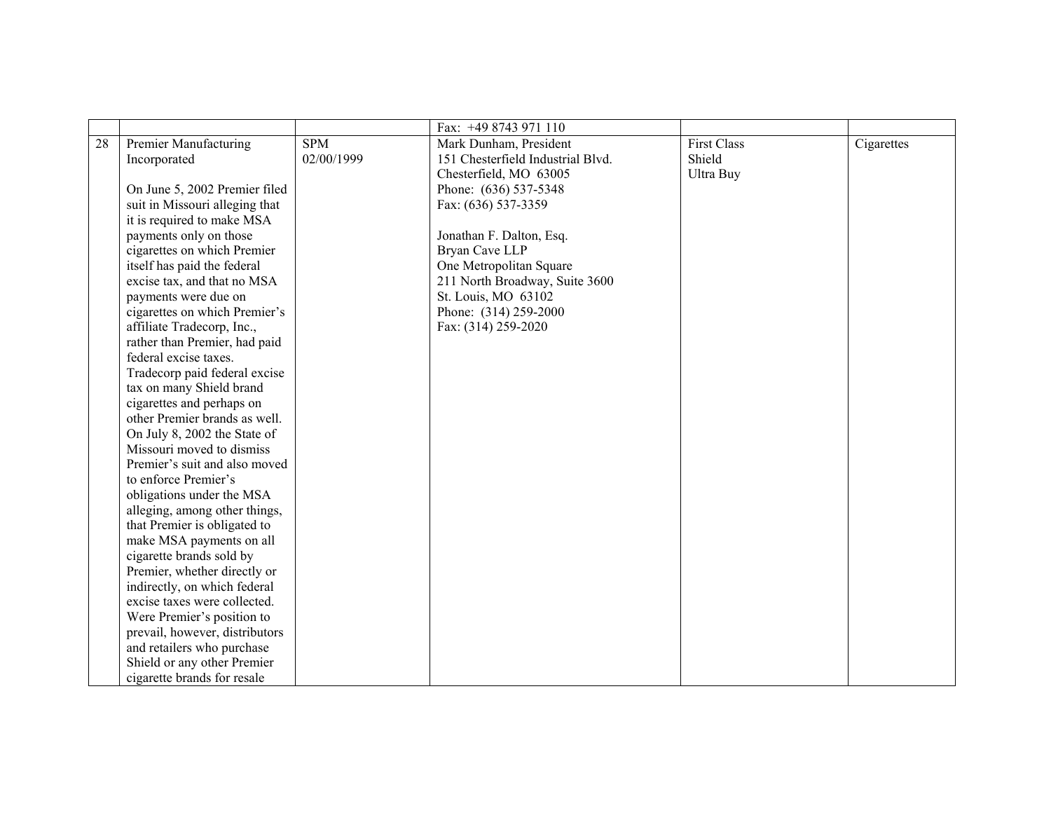| | | | | | |
|---|---|---|---|---|---|
| | | | Fax: +49 8743 971 110 | | |
| 28 | Premier Manufacturing Incorporated<br><br>On June 5, 2002 Premier filed suit in Missouri alleging that it is required to make MSA payments only on those cigarettes on which Premier itself has paid the federal excise tax, and that no MSA payments were due on cigarettes on which Premier's affiliate Tradecorp, Inc., rather than Premier, had paid federal excise taxes. Tradecorp paid federal excise tax on many Shield brand cigarettes and perhaps on other Premier brands as well. On July 8, 2002 the State of Missouri moved to dismiss Premier's suit and also moved to enforce Premier's obligations under the MSA alleging, among other things, that Premier is obligated to make MSA payments on all cigarette brands sold by Premier, whether directly or indirectly, on which federal excise taxes were collected. Were Premier's position to prevail, however, distributors and retailers who purchase Shield or any other Premier cigarette brands for resale | SPM<br>02/00/1999 | Mark Dunham, President<br>151 Chesterfield Industrial Blvd.<br>Chesterfield, MO 63005<br>Phone: (636) 537-5348<br>Fax: (636) 537-3359<br><br>Jonathan F. Dalton, Esq.<br>Bryan Cave LLP<br>One Metropolitan Square<br>211 North Broadway, Suite 3600<br>St. Louis, MO 63102<br>Phone: (314) 259-2000<br>Fax: (314) 259-2020 | First Class<br>Shield<br>Ultra Buy | Cigarettes |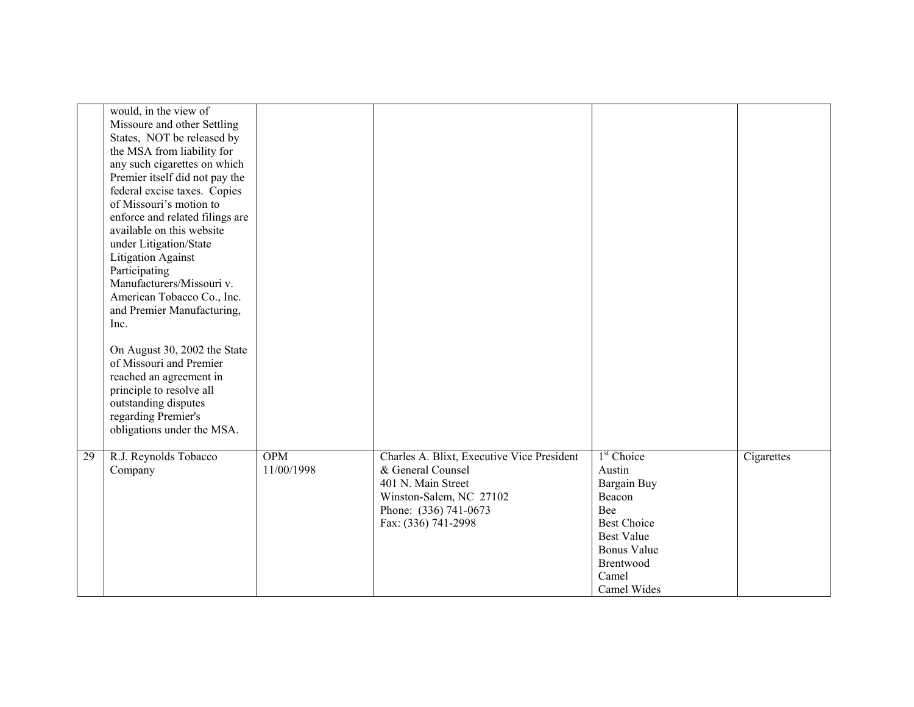| | | | | | |
|---|---|---|---|---|---|
| | would, in the view of Missoure and other Settling States, NOT be released by the MSA from liability for any such cigarettes on which Premier itself did not pay the federal excise taxes. Copies of Missouri's motion to enforce and related filings are available on this website under Litigation/State Litigation Against Participating Manufacturers/Missouri v. American Tobacco Co., Inc. and Premier Manufacturing, Inc.<br><br>On August 30, 2002 the State of Missouri and Premier reached an agreement in principle to resolve all outstanding disputes regarding Premier's obligations under the MSA. | | | | |
| 29 | R.J. Reynolds Tobacco Company | OPM<br>11/00/1998 | Charles A. Blixt, Executive Vice President & General Counsel<br>401 N. Main Street<br>Winston-Salem, NC 27102<br>Phone: (336) 741-0673<br>Fax: (336) 741-2998 | 1st Choice<br>Austin<br>Bargain Buy<br>Beacon<br>Bee<br>Best Choice<br>Best Value<br>Bonus Value<br>Brentwood<br>Camel<br>Camel Wides | Cigarettes |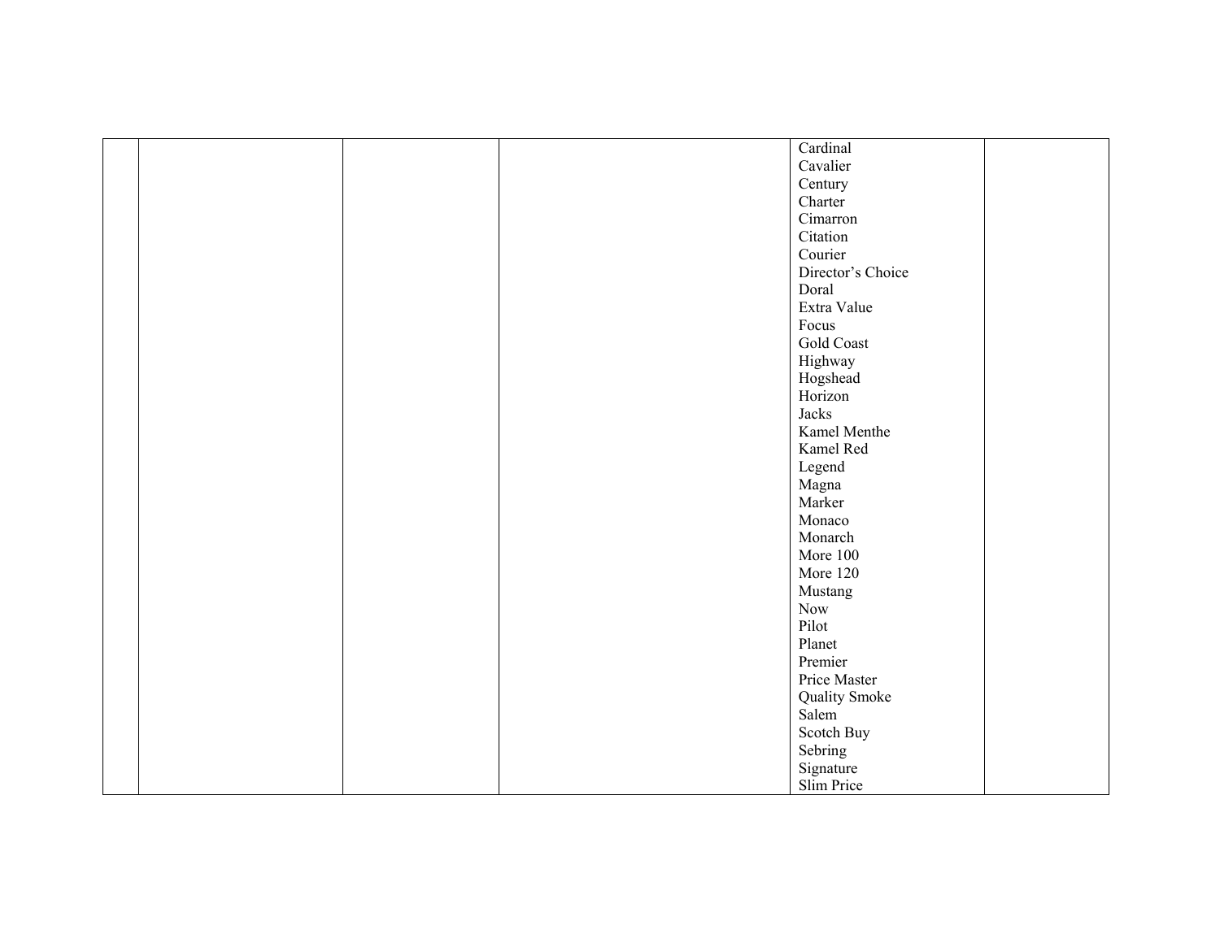| | | | | | |
|---|---|---|---|---|---|
| | | | | Cardinal<br>Cavalier<br>Century<br>Charter<br>Cimarron<br>Citation<br>Courier<br>Director's Choice<br>Doral<br>Extra Value<br>Focus<br>Gold Coast<br>Highway<br>Hogshead<br>Horizon<br>Jacks<br>Kamel Menthe<br>Kamel Red<br>Legend<br>Magna<br>Marker<br>Monaco<br>Monarch<br>More 100<br>More 120<br>Mustang<br>Now<br>Pilot<br>Planet<br>Premier<br>Price Master<br>Quality Smoke<br>Salem<br>Scotch Buy<br>Sebring<br>Signature<br>Slim Price | |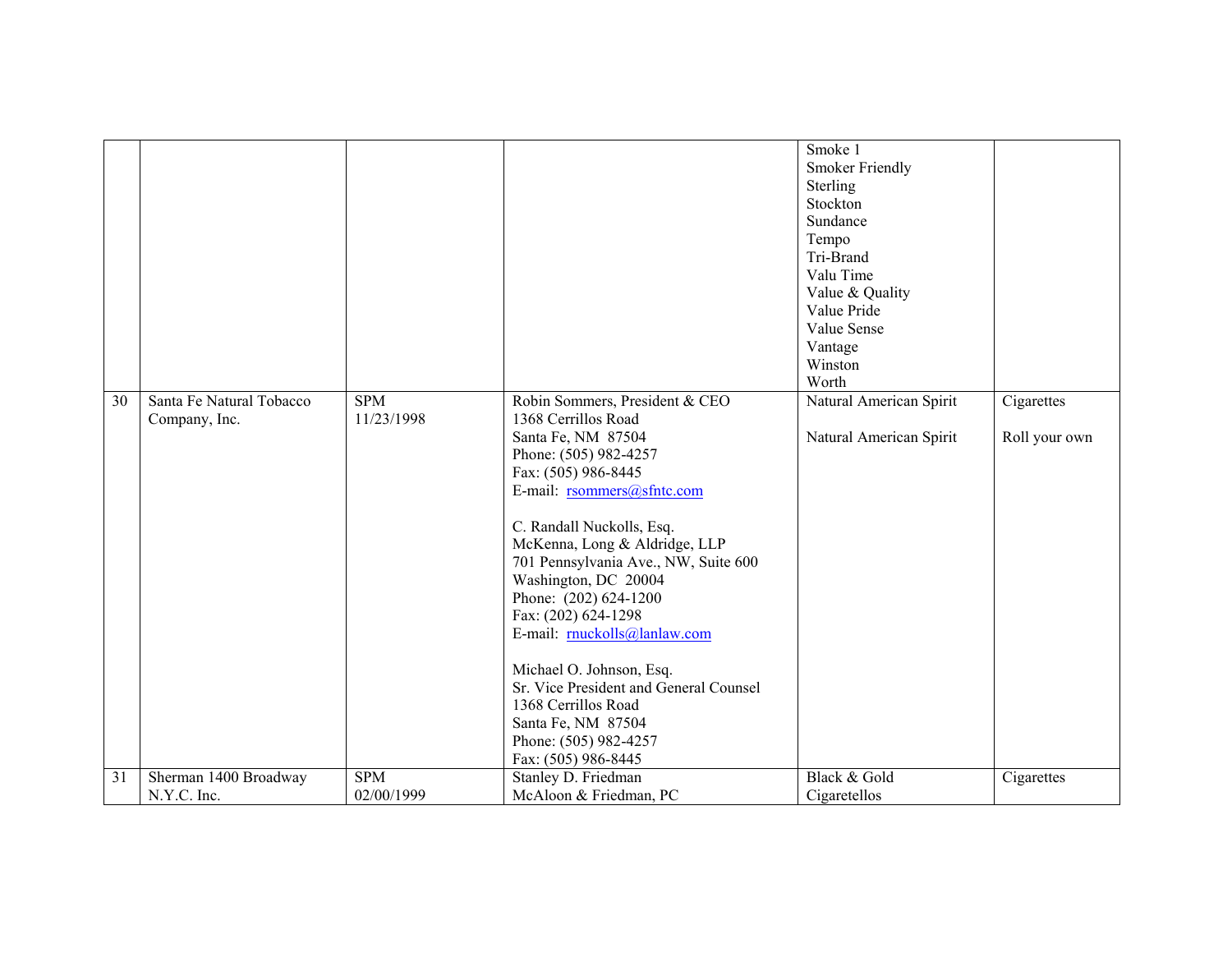|  |  |  |  | Smoke 1<br>Smoker Friendly<br>Sterling<br>Stockton<br>Sundance<br>Tempo<br>Tri-Brand<br>Valu Time<br>Value & Quality<br>Value Pride<br>Value Sense<br>Vantage<br>Winston<br>Worth |  |
|---|---|---|---|---|---|
| 30 | Santa Fe Natural Tobacco Company, Inc. | SPM<br>11/23/1998 | Robin Sommers, President & CEO<br>1368 Cerrillos Road<br>Santa Fe, NM 87504<br>Phone: (505) 982-4257<br>Fax: (505) 986-8445<br>E-mail: rsommers@sfntc.com<br><br>C. Randall Nuckolls, Esq.<br>McKenna, Long & Aldridge, LLP<br>701 Pennsylvania Ave., NW, Suite 600<br>Washington, DC 20004<br>Phone: (202) 624-1200<br>Fax: (202) 624-1298<br>E-mail: rnuckolls@lanlaw.com<br><br>Michael O. Johnson, Esq.<br>Sr. Vice President and General Counsel<br>1368 Cerrillos Road<br>Santa Fe, NM 87504<br>Phone: (505) 982-4257<br>Fax: (505) 986-8445 | Natural American Spirit<br><br>Natural American Spirit | Cigarettes<br><br>Roll your own |
| 31 | Sherman 1400 Broadway N.Y.C. Inc. | SPM<br>02/00/1999 | Stanley D. Friedman<br>McAloon & Friedman, PC | Black & Gold Cigaretellos | Cigarettes |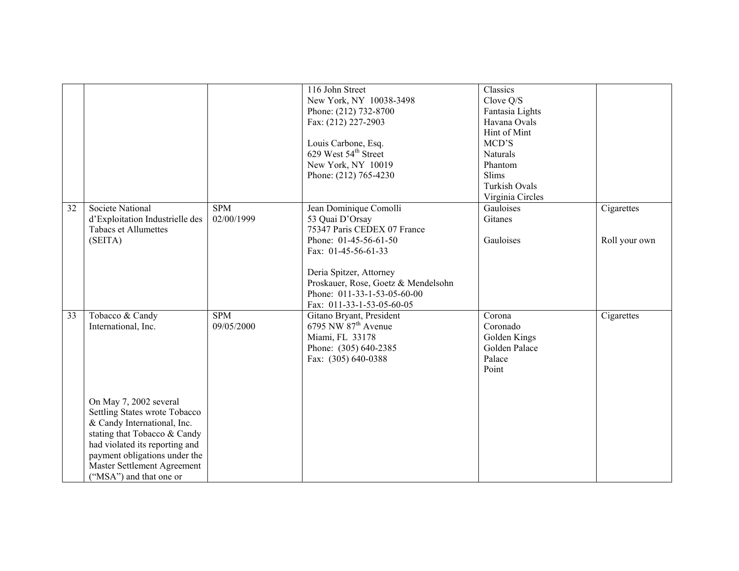| | | | | | |
|---|---|---|---|---|---|
| | | | 116 John Street<br>New York, NY 10038-3498<br>Phone: (212) 732-8700<br>Fax: (212) 227-2903<br><br>Louis Carbone, Esq.<br>629 West 54th Street<br>New York, NY 10019<br>Phone: (212) 765-4230 | Classics<br>Clove Q/S<br>Fantasia Lights<br>Havana Ovals<br>Hint of Mint<br>MCD'S<br>Naturals<br>Phantom<br>Slims<br>Turkish Ovals<br>Virginia Circles | |
| 32 | Societe National d'Exploitation Industrielle des Tabacs et Allumettes (SEITA) | SPM<br>02/00/1999 | Jean Dominique Comolli<br>53 Quai D'Orsay<br>75347 Paris CEDEX 07 France<br>Phone: 01-45-56-61-50<br>Fax: 01-45-56-61-33<br><br>Deria Spitzer, Attorney<br>Proskauer, Rose, Goetz & Mendelsohn<br>Phone: 011-33-1-53-05-60-00<br>Fax: 011-33-1-53-05-60-05 | Gauloises<br>Gitanes<br><br>Gauloises | Cigarettes<br><br><br>Roll your own |
| 33 | Tobacco & Candy International, Inc.<br><br><br><br><br><br>On May 7, 2002 several Settling States wrote Tobacco & Candy International, Inc. stating that Tobacco & Candy had violated its reporting and payment obligations under the Master Settlement Agreement ("MSA") and that one or | SPM<br>09/05/2000 | Gitano Bryant, President<br>6795 NW 87th Avenue<br>Miami, FL 33178<br>Phone: (305) 640-2385<br>Fax: (305) 640-0388 | Corona<br>Coronado<br>Golden Kings<br>Golden Palace<br>Palace<br>Point | Cigarettes |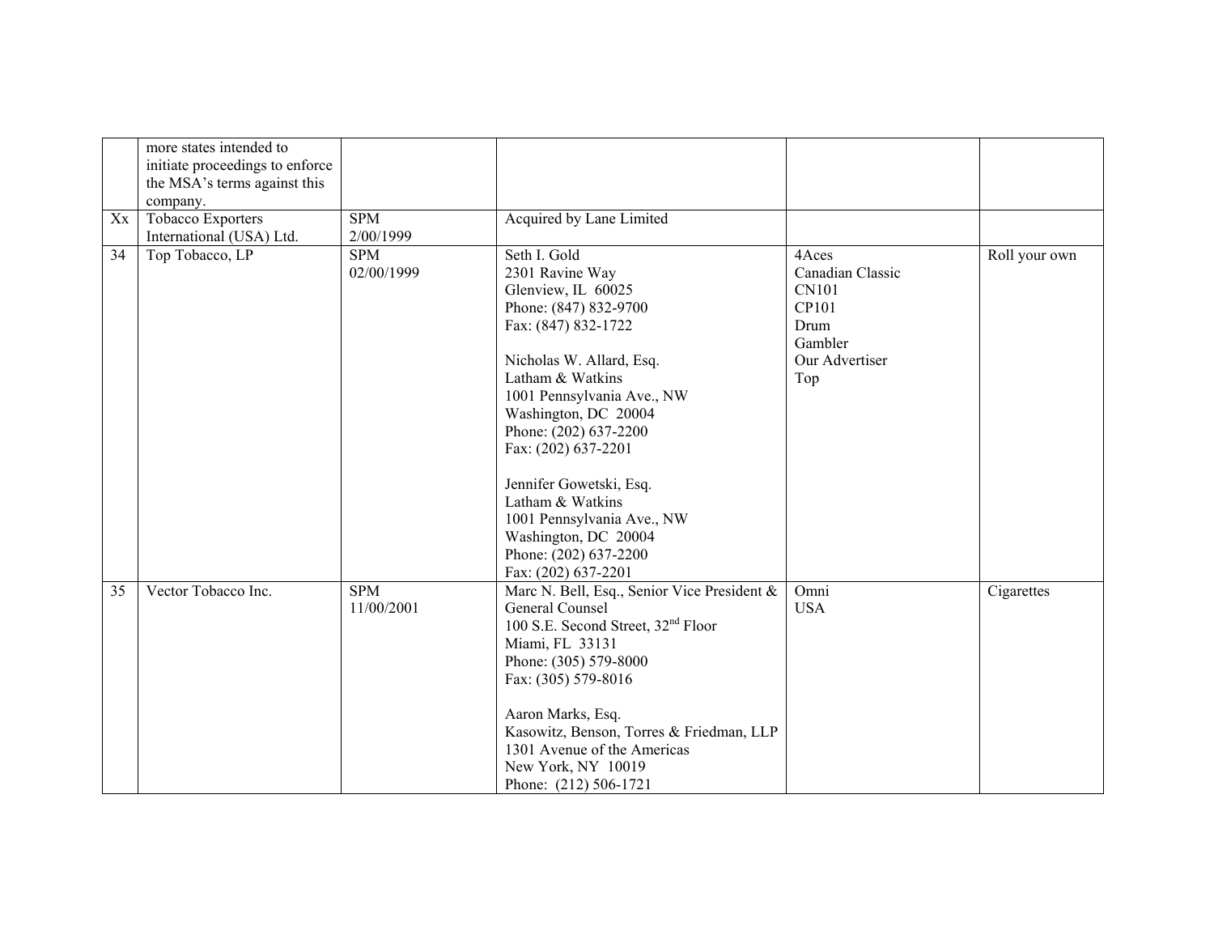|  |  |  |  |  |  |
|---|---|---|---|---|---|
|  | more states intended to initiate proceedings to enforce the MSA's terms against this company. |  |  |  |  |
| Xx | Tobacco Exporters International (USA) Ltd. | SPM 2/00/1999 | Acquired by Lane Limited |  |  |
| 34 | Top Tobacco, LP | SPM 02/00/1999 | Seth I. Gold<br>2301 Ravine Way<br>Glenview, IL 60025<br>Phone: (847) 832-9700<br>Fax: (847) 832-1722<br><br>Nicholas W. Allard, Esq.<br>Latham & Watkins<br>1001 Pennsylvania Ave., NW<br>Washington, DC 20004<br>Phone: (202) 637-2200<br>Fax: (202) 637-2201<br><br>Jennifer Gowetski, Esq.<br>Latham & Watkins<br>1001 Pennsylvania Ave., NW<br>Washington, DC 20004<br>Phone: (202) 637-2200<br>Fax: (202) 637-2201 | 4Aces<br>Canadian Classic<br>CN101<br>CP101<br>Drum<br>Gambler<br>Our Advertiser<br>Top | Roll your own |
| 35 | Vector Tobacco Inc. | SPM 11/00/2001 | Marc N. Bell, Esq., Senior Vice President & General Counsel<br>100 S.E. Second Street, 32nd Floor<br>Miami, FL 33131<br>Phone: (305) 579-8000<br>Fax: (305) 579-8016<br><br>Aaron Marks, Esq.<br>Kasowitz, Benson, Torres & Friedman, LLP<br>1301 Avenue of the Americas<br>New York, NY 10019<br>Phone: (212) 506-1721 | Omni<br>USA | Cigarettes |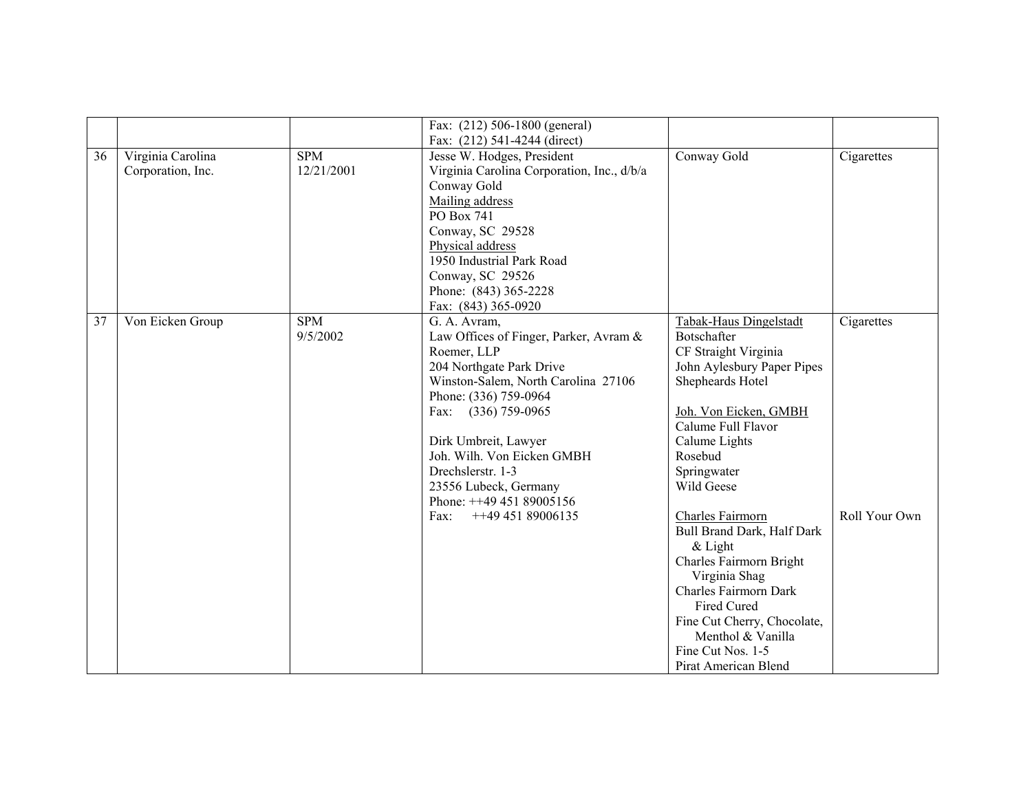| | | | | | |
|---|---|---|---|---|---|
| | | | Fax: (212) 506-1800 (general)<br>Fax: (212) 541-4244 (direct) | | |
| 36 | Virginia Carolina Corporation, Inc. | SPM<br>12/21/2001 | Jesse W. Hodges, President<br>Virginia Carolina Corporation, Inc., d/b/a Conway Gold<br>Mailing address<br>PO Box 741<br>Conway, SC 29528<br>Physical address<br>1950 Industrial Park Road<br>Conway, SC 29526<br>Phone: (843) 365-2228<br>Fax: (843) 365-0920 | Conway Gold | Cigarettes |
| 37 | Von Eicken Group | SPM<br>9/5/2002 | G. A. Avram,<br>Law Offices of Finger, Parker, Avram & Roemer, LLP<br>204 Northgate Park Drive<br>Winston-Salem, North Carolina 27106<br>Phone: (336) 759-0964<br>Fax: (336) 759-0965<br><br>Dirk Umbreit, Lawyer<br>Joh. Wilh. Von Eicken GMBH<br>Drechslerstr. 1-3<br>23556 Lubeck, Germany<br>Phone: ++49 451 89005156<br>Fax: ++49 451 89006135 | Tabak-Haus Dingelstadt<br>Botschafter<br>CF Straight Virginia<br>John Aylesbury Paper Pipes<br>Shepheards Hotel<br><br>Joh. Von Eicken, GMBH<br>Calume Full Flavor<br>Calume Lights<br>Rosebud<br>Springwater<br>Wild Geese<br><br>Charles Fairmorn<br>Bull Brand Dark, Half Dark & Light<br>Charles Fairmorn Bright Virginia Shag<br>Charles Fairmorn Dark Fired Cured<br>Fine Cut Cherry, Chocolate, Menthol & Vanilla<br>Fine Cut Nos. 1-5<br>Pirat American Blend | Cigarettes<br><br><br><br><br><br><br><br><br><br><br><br><br>Roll Your Own |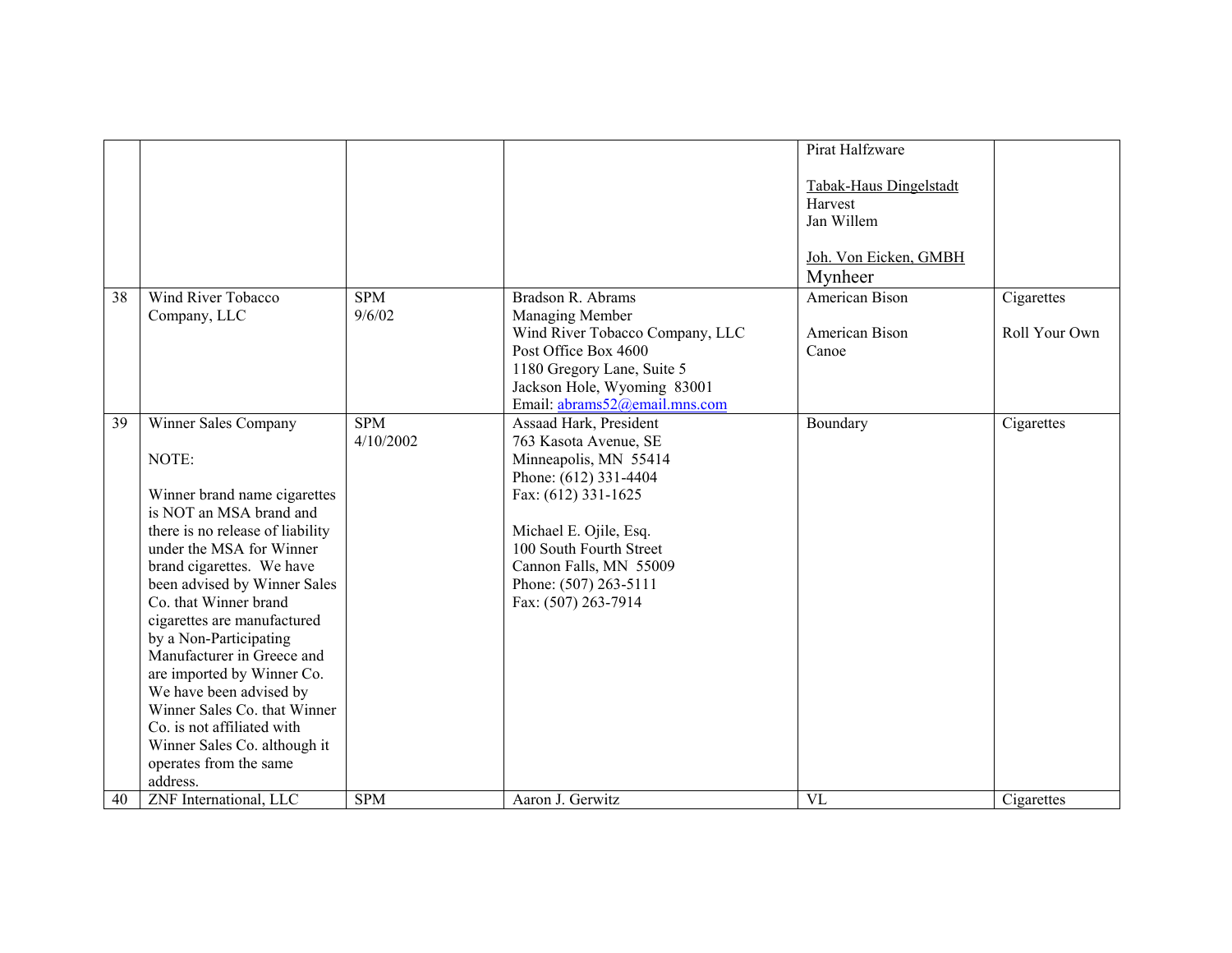|  |  |  |  |  |  |
|---|---|---|---|---|---|
|  |  |  |  | Pirat Halfzware<br><br>Tabak-Haus Dingelstadt<br>Harvest<br>Jan Willem<br><br>Joh. Von Eicken, GMBH<br>Mynheer |  |
| 38 | Wind River Tobacco Company, LLC | SPM<br>9/6/02 | Bradson R. Abrams<br>Managing Member<br>Wind River Tobacco Company, LLC<br>Post Office Box 4600<br>1180 Gregory Lane, Suite 5<br>Jackson Hole, Wyoming 83001<br>Email: abrams52@email.mns.com | American Bison<br><br>American Bison<br>Canoe | Cigarettes<br><br>Roll Your Own |
| 39 | Winner Sales Company<br><br>NOTE:<br><br>Winner brand name cigarettes is NOT an MSA brand and there is no release of liability under the MSA for Winner brand cigarettes. We have been advised by Winner Sales Co. that Winner brand cigarettes are manufactured by a Non-Participating Manufacturer in Greece and are imported by Winner Co. We have been advised by Winner Sales Co. that Winner Co. is not affiliated with Winner Sales Co. although it operates from the same address. | SPM<br>4/10/2002 | Assaad Hark, President<br>763 Kasota Avenue, SE<br>Minneapolis, MN 55414<br>Phone: (612) 331-4404<br>Fax: (612) 331-1625<br><br>Michael E. Ojile, Esq.<br>100 South Fourth Street<br>Cannon Falls, MN 55009<br>Phone: (507) 263-5111<br>Fax: (507) 263-7914 | Boundary | Cigarettes |
| 40 | ZNF International, LLC | SPM | Aaron J. Gerwitz | VL | Cigarettes |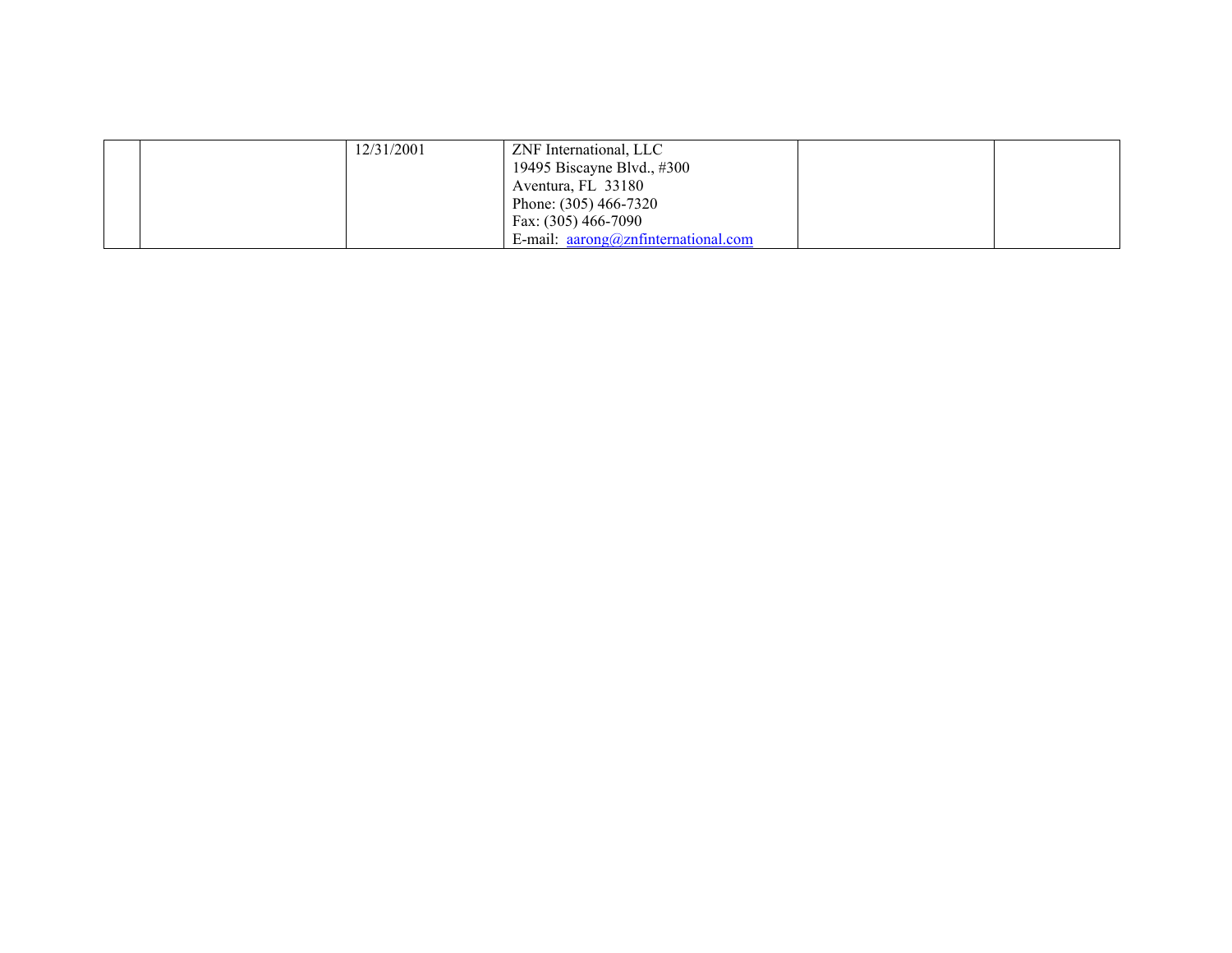| | | | | | |
|---|---|---|---|---|---|
| | | 12/31/2001 | ZNF International, LLC<br>19495 Biscayne Blvd., #300<br>Aventura, FL 33180<br>Phone: (305) 466-7320<br>Fax: (305) 466-7090<br>E-mail: aarong@znfinternational.com | | |